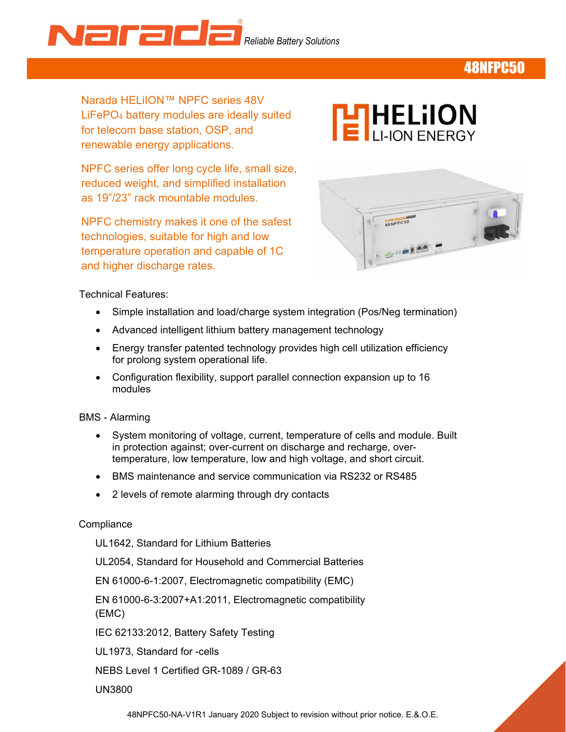Narada® *Reliable Battery Solutions*

# 48NFPC50

Narada HELiION™ NPFC series 48V $LiFePO_4$ battery modules are ideally suited for telecom base station, OSP, and renewable energy applications.

NPFC series offer long cycle life, small size, reduced weight, and simplified installation as 19"/23" rack mountable modules.

NPFC chemistry makes it one of the safest technologies, suitable for high and low temperature operation and capable of 1C and higher discharge rates.

HELiION LI-ION ENERGY

Technical Features:

- Simple installation and load/charge system integration (Pos/Neg termination)
- Advanced intelligent lithium battery management technology
- Energy transfer patented technology provides high cell utilization efficiency for prolong system operational life.
- Configuration flexibility, support parallel connection expansion up to 16 modules

BMS - Alarming

- System monitoring of voltage, current, temperature of cells and module. Built in protection against; over-current on discharge and recharge, over-temperature, low temperature, low and high voltage, and short circuit.
- BMS maintenance and service communication via RS232 or RS485
- 2 levels of remote alarming through dry contacts

Compliance

UL1642, Standard for Lithium Batteries

UL2054, Standard for Household and Commercial Batteries

EN 61000-6-1:2007, Electromagnetic compatibility (EMC)

EN 61000-6-3:2007+A1:2011, Electromagnetic compatibility (EMC)

IEC 62133:2012, Battery Safety Testing

UL1973, Standard for -cells

NEBS Level 1 Certified GR-1089 / GR-63

UN3800

48NPFC50-NA-V1R1 January 2020 Subject to revision without prior notice. E.&.O.E.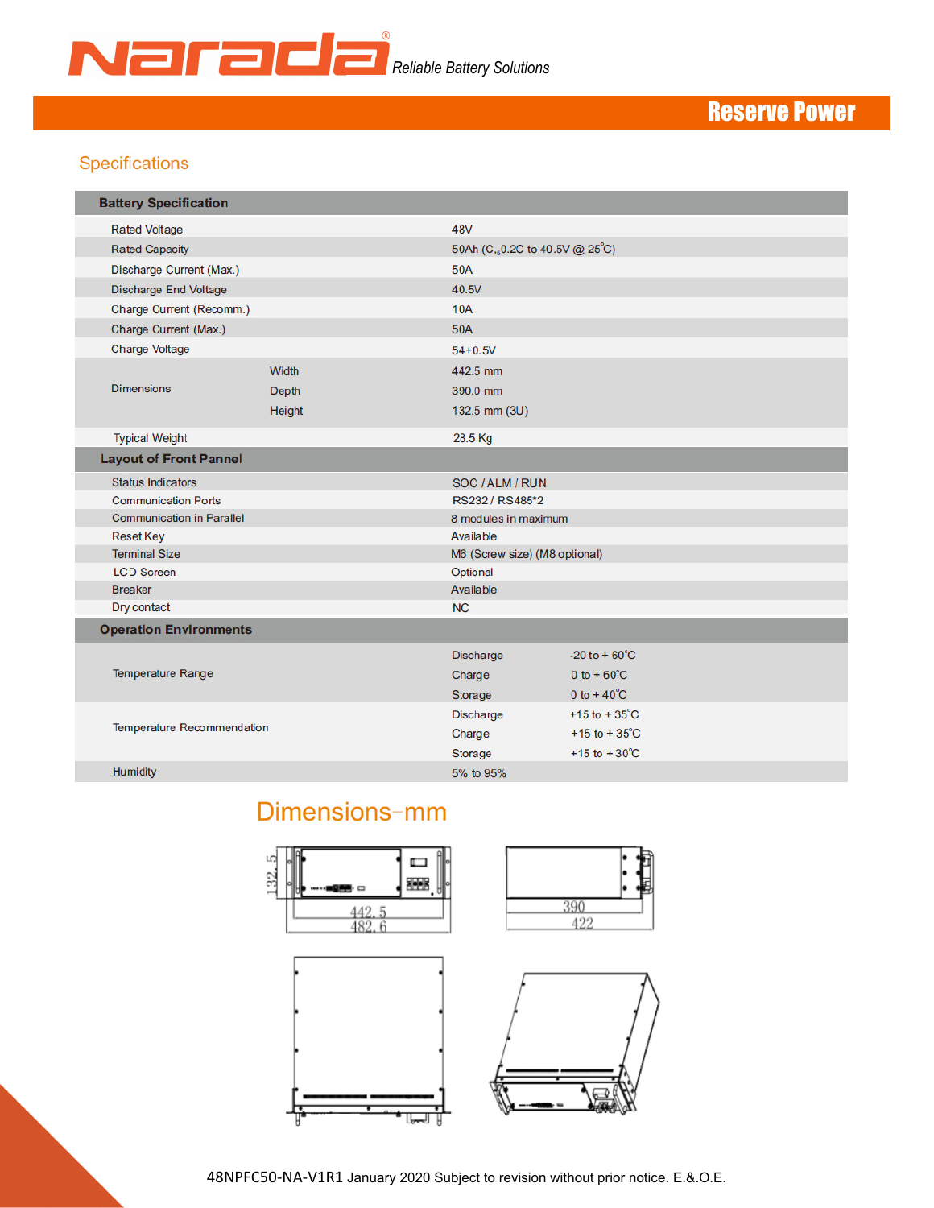## Specifications

| Battery Specification | | |
|---|---|---|
| Rated Voltage | | 48V |
| Rated Capacity | | 50Ah ($C_{10}$0.2C to 40.5V @ 25°C) |
| Discharge Current (Max.) | | 50A |
| Discharge End Voltage | | 40.5V |
| Charge Current (Recomm.) | | 10A |
| Charge Current (Max.) | | 50A |
| Charge Voltage | | 54±0.5V |
| Dimensions | Width | 442.5 mm |
| | Depth | 390.0 mm |
| | Height | 132.5 mm (3U) |
| Typical Weight | | 28.5 Kg |
| **Layout of Front Pannel** | | |
| Status Indicators | | SOC / ALM / RUN |
| Communication Ports | | RS232 / RS485*2 |
| Communication in Parallel | | 8 modules in maximum |
| Reset Key | | Available |
| Terminal Size | | M6 (Screw size) (M8 optional) |
| LCD Screen | | Optional |
| Breaker | | Available |
| Dry contact | | NC |
| **Operation Environments** | | |
| Temperature Range | Discharge | -20 to + 60°C |
| | Charge | 0 to + 60°C |
| | Storage | 0 to + 40°C |
| Temperature Recommendation | Discharge | +15 to + 35°C |
| | Charge | +15 to + 35°C |
| | Storage | +15 to + 30°C |
| Humidity | | 5% to 95% |

## Dimensions-mm

132.5  
442.5  
482.6  
390  
422

48NPFC50-NA-V1R1 January 2020 Subject to revision without prior notice. E.&.O.E.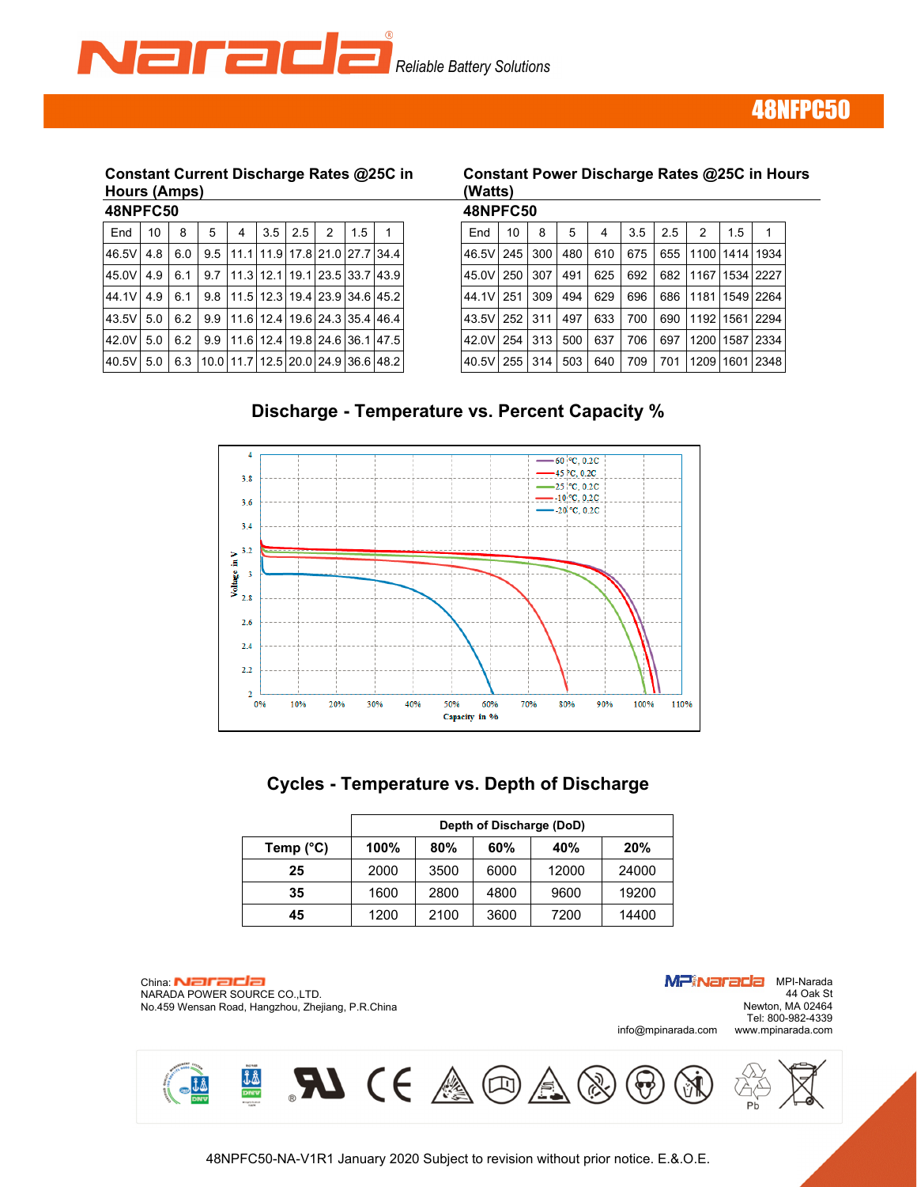# 48NFPC50

## Constant Current Discharge Rates @25C in Hours (Amps)

**48NPFC50**

| End | 10 | 8 | 5 | 4 | 3.5 | 2.5 | 2 | 1.5 | 1 |
|---|---|---|---|---|---|---|---|---|---|
| 46.5V | 4.8 | 6.0 | 9.5 | 11.1 | 11.9 | 17.8 | 21.0 | 27.7 | 34.4 |
| 45.0V | 4.9 | 6.1 | 9.7 | 11.3 | 12.1 | 19.1 | 23.5 | 33.7 | 43.9 |
| 44.1V | 4.9 | 6.1 | 9.8 | 11.5 | 12.3 | 19.4 | 23.9 | 34.6 | 45.2 |
| 43.5V | 5.0 | 6.2 | 9.9 | 11.6 | 12.4 | 19.6 | 24.3 | 35.4 | 46.4 |
| 42.0V | 5.0 | 6.2 | 9.9 | 11.6 | 12.4 | 19.8 | 24.6 | 36.1 | 47.5 |
| 40.5V | 5.0 | 6.3 | 10.0 | 11.7 | 12.5 | 20.0 | 24.9 | 36.6 | 48.2 |

## Constant Power Discharge Rates @25C in Hours (Watts)

**48NPFC50**

| End | 10 | 8 | 5 | 4 | 3.5 | 2.5 | 2 | 1.5 | 1 |
|---|---|---|---|---|---|---|---|---|---|
| 46.5V | 245 | 300 | 480 | 610 | 675 | 655 | 1100 | 1414 | 1934 |
| 45.0V | 250 | 307 | 491 | 625 | 692 | 682 | 1167 | 1534 | 2227 |
| 44.1V | 251 | 309 | 494 | 629 | 696 | 686 | 1181 | 1549 | 2264 |
| 43.5V | 252 | 311 | 497 | 633 | 700 | 690 | 1192 | 1561 | 2294 |
| 42.0V | 254 | 313 | 500 | 637 | 706 | 697 | 1200 | 1587 | 2334 |
| 40.5V | 255 | 314 | 503 | 640 | 709 | 701 | 1209 | 1601 | 2348 |

## Discharge - Temperature vs. Percent Capacity %

60 °C, 0.2C
45 °C, 0.2C
25 °C, 0.2C
-10 °C, 0.2C
-20 °C, 0.2C

Voltage in V
4
3.8
3.6
3.4
3.2
3
2.8
2.6
2.4
2.2
2

0% 10% 20% 30% 40% 50% 60% 70% 80% 90% 100% 110%
Capacity in %

## Cycles - Temperature vs. Depth of Discharge

| Temp (°C) | Depth of Discharge (DoD) 100% | 80% | 60% | 40% | 20% |
|---|---|---|---|---|---|
| 25 | 2000 | 3500 | 6000 | 12000 | 24000 |
| 35 | 1600 | 2800 | 4800 | 9600 | 19200 |
| 45 | 1200 | 2100 | 3600 | 7200 | 14400 |

China: Narada
NARADA POWER SOURCE CO.,LTD.
No.459 Wensan Road, Hangzhou, Zhejiang, P.R.China

MPI-Narada
44 Oak St
Newton, MA 02464
Tel: 800-982-4339
info@mpinarada.com www.mpinarada.com

48NPFC50-NA-V1R1 January 2020 Subject to revision without prior notice. E.&.O.E.